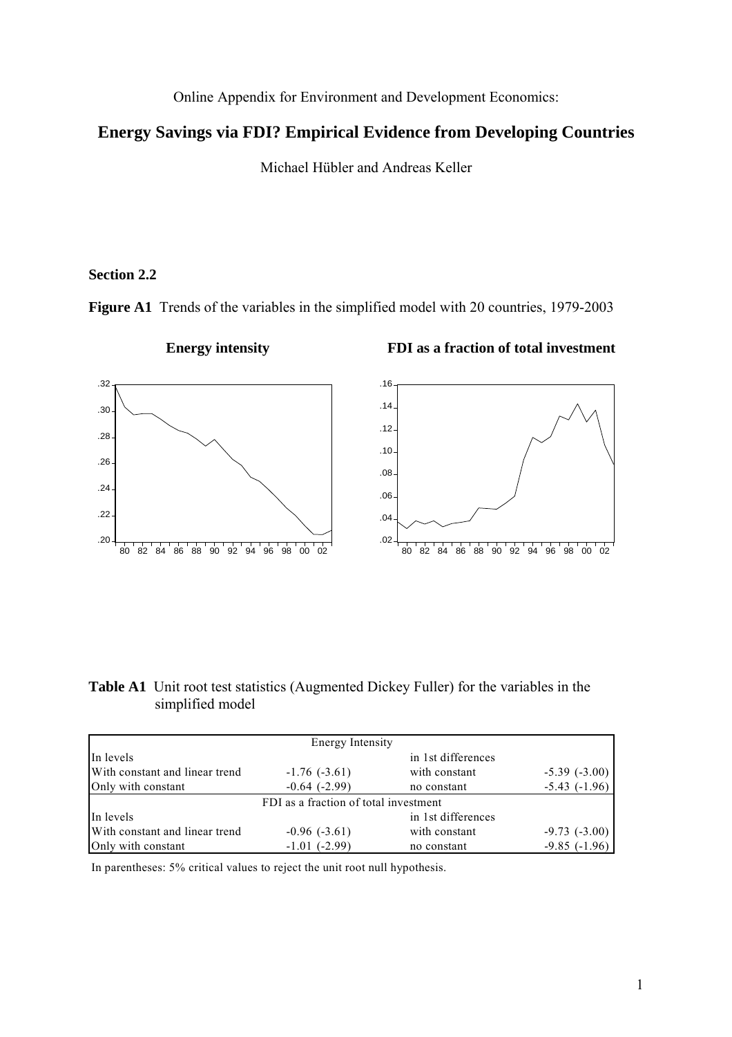Online Appendix for Environment and Development Economics:

# Energy Savings via FDI? Empirical Evidence from Developing Countries

Michael Hübler and Andreas Keller

## Section 2.2

**Figure A1** Trends of the variables in the simplified model with 20 countries, 1979-2003

**Energy intensity** **FDI as a fraction of total investment**

**Table A1** Unit root test statistics (Augmented Dickey Fuller) for the variables in the simplified model

| Energy Intensity | | | |
|---|---|---|---|
| In levels | | in 1st differences | |
| With constant and linear trend | -1.76 (-3.61) | with constant | -5.39 (-3.00) |
| Only with constant | -0.64 (-2.99) | no constant | -5.43 (-1.96) |
| **FDI as a fraction of total investment** | | | |
| In levels | | in 1st differences | |
| With constant and linear trend | -0.96 (-3.61) | with constant | -9.73 (-3.00) |
| Only with constant | -1.01 (-2.99) | no constant | -9.85 (-1.96) |

In parentheses: 5% critical values to reject the unit root null hypothesis.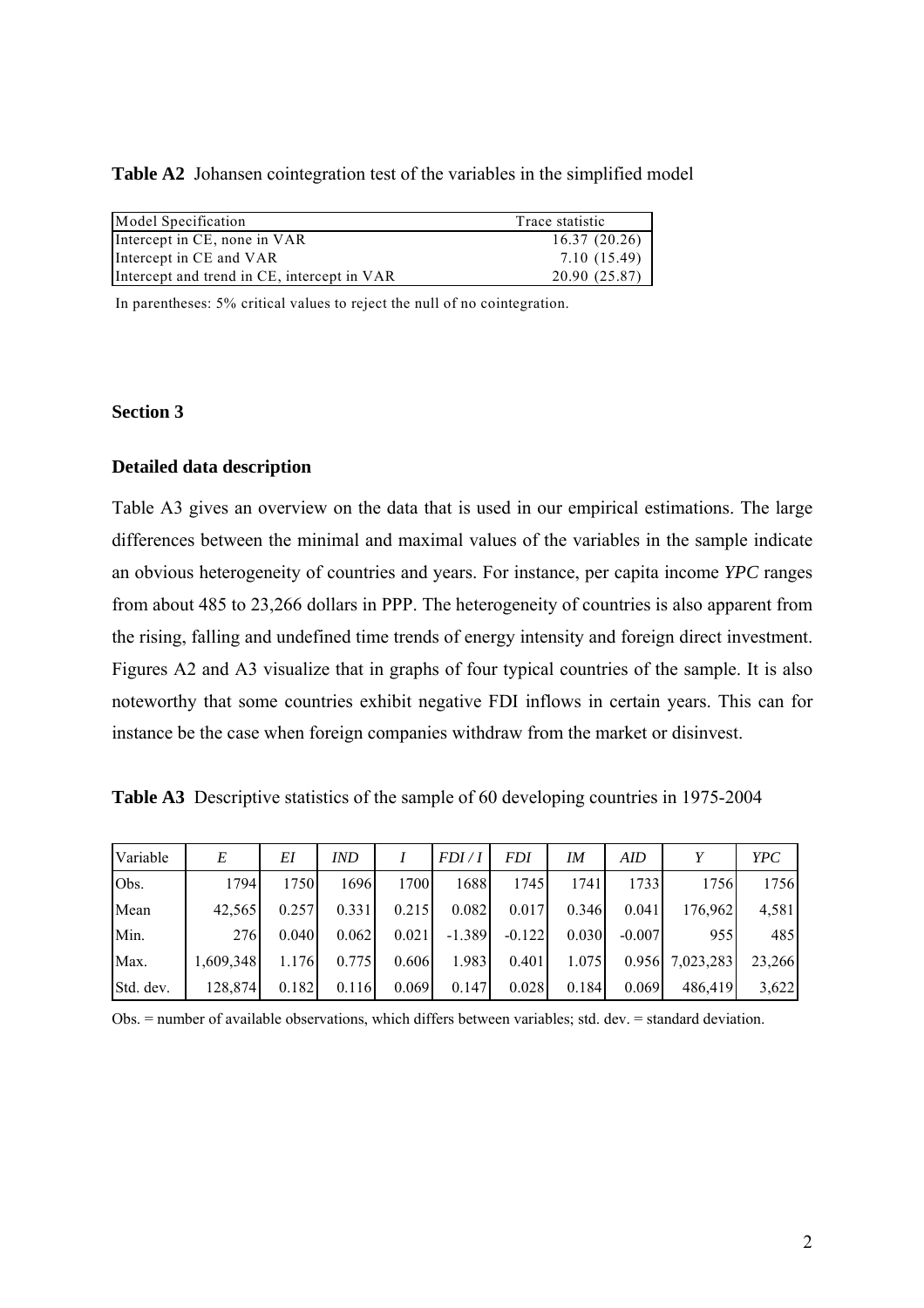**Table A2** Johansen cointegration test of the variables in the simplified model

| Model Specification | Trace statistic |
|---|---|
| Intercept in CE, none in VAR | 16.37 (20.26) |
| Intercept in CE and VAR | 7.10 (15.49) |
| Intercept and trend in CE, intercept in VAR | 20.90 (25.87) |

In parentheses: 5% critical values to reject the null of no cointegration.

## Section 3

### Detailed data description

Table A3 gives an overview on the data that is used in our empirical estimations. The large differences between the minimal and maximal values of the variables in the sample indicate an obvious heterogeneity of countries and years. For instance, per capita income *YPC* ranges from about 485 to 23,266 dollars in PPP. The heterogeneity of countries is also apparent from the rising, falling and undefined time trends of energy intensity and foreign direct investment. Figures A2 and A3 visualize that in graphs of four typical countries of the sample. It is also noteworthy that some countries exhibit negative FDI inflows in certain years. This can for instance be the case when foreign companies withdraw from the market or disinvest.

**Table A3** Descriptive statistics of the sample of 60 developing countries in 1975-2004

| Variable | *E* | *EI* | *IND* | *I* | *FDI / I* | *FDI* | *IM* | *AID* | *Y* | *YPC* |
|---|---|---|---|---|---|---|---|---|---|---|
| Obs. | 1794 | 1750 | 1696 | 1700 | 1688 | 1745 | 1741 | 1733 | 1756 | 1756 |
| Mean | 42,565 | 0.257 | 0.331 | 0.215 | 0.082 | 0.017 | 0.346 | 0.041 | 176,962 | 4,581 |
| Min. | 276 | 0.040 | 0.062 | 0.021 | -1.389 | -0.122 | 0.030 | -0.007 | 955 | 485 |
| Max. | 1,609,348 | 1.176 | 0.775 | 0.606 | 1.983 | 0.401 | 1.075 | 0.956 | 7,023,283 | 23,266 |
| Std. dev. | 128,874 | 0.182 | 0.116 | 0.069 | 0.147 | 0.028 | 0.184 | 0.069 | 486,419 | 3,622 |

Obs. = number of available observations, which differs between variables; std. dev. = standard deviation.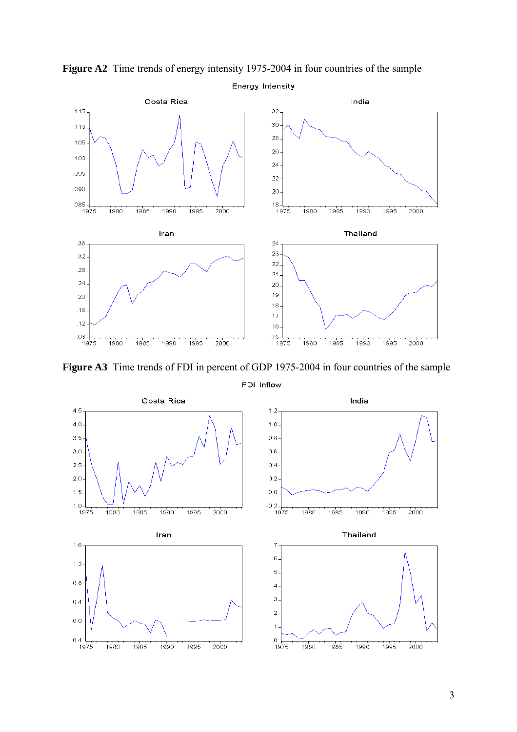**Figure A2** Time trends of energy intensity 1975-2004 in four countries of the sample

**Figure A3** Time trends of FDI in percent of GDP 1975-2004 in four countries of the sample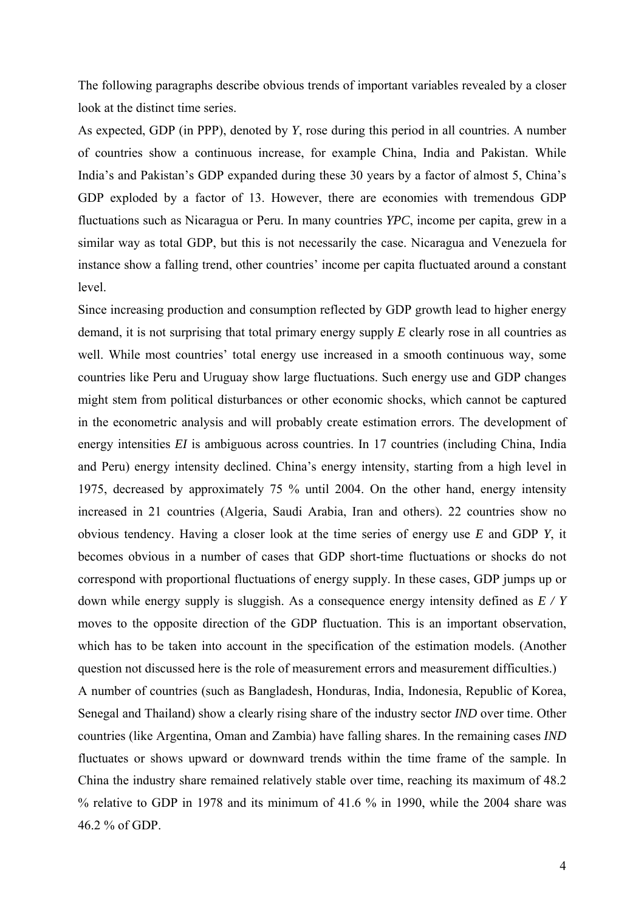The following paragraphs describe obvious trends of important variables revealed by a closer look at the distinct time series.

As expected, GDP (in PPP), denoted by *Y*, rose during this period in all countries. A number of countries show a continuous increase, for example China, India and Pakistan. While India's and Pakistan's GDP expanded during these 30 years by a factor of almost 5, China's GDP exploded by a factor of 13. However, there are economies with tremendous GDP fluctuations such as Nicaragua or Peru. In many countries *YPC*, income per capita, grew in a similar way as total GDP, but this is not necessarily the case. Nicaragua and Venezuela for instance show a falling trend, other countries' income per capita fluctuated around a constant level.

Since increasing production and consumption reflected by GDP growth lead to higher energy demand, it is not surprising that total primary energy supply *E* clearly rose in all countries as well. While most countries' total energy use increased in a smooth continuous way, some countries like Peru and Uruguay show large fluctuations. Such energy use and GDP changes might stem from political disturbances or other economic shocks, which cannot be captured in the econometric analysis and will probably create estimation errors. The development of energy intensities *EI* is ambiguous across countries. In 17 countries (including China, India and Peru) energy intensity declined. China's energy intensity, starting from a high level in 1975, decreased by approximately 75 % until 2004. On the other hand, energy intensity increased in 21 countries (Algeria, Saudi Arabia, Iran and others). 22 countries show no obvious tendency. Having a closer look at the time series of energy use *E* and GDP *Y*, it becomes obvious in a number of cases that GDP short-time fluctuations or shocks do not correspond with proportional fluctuations of energy supply. In these cases, GDP jumps up or down while energy supply is sluggish. As a consequence energy intensity defined as $E / Y$ moves to the opposite direction of the GDP fluctuation. This is an important observation, which has to be taken into account in the specification of the estimation models. (Another question not discussed here is the role of measurement errors and measurement difficulties.)

A number of countries (such as Bangladesh, Honduras, India, Indonesia, Republic of Korea, Senegal and Thailand) show a clearly rising share of the industry sector *IND* over time. Other countries (like Argentina, Oman and Zambia) have falling shares. In the remaining cases *IND* fluctuates or shows upward or downward trends within the time frame of the sample. In China the industry share remained relatively stable over time, reaching its maximum of 48.2 % relative to GDP in 1978 and its minimum of 41.6 % in 1990, while the 2004 share was 46.2 % of GDP.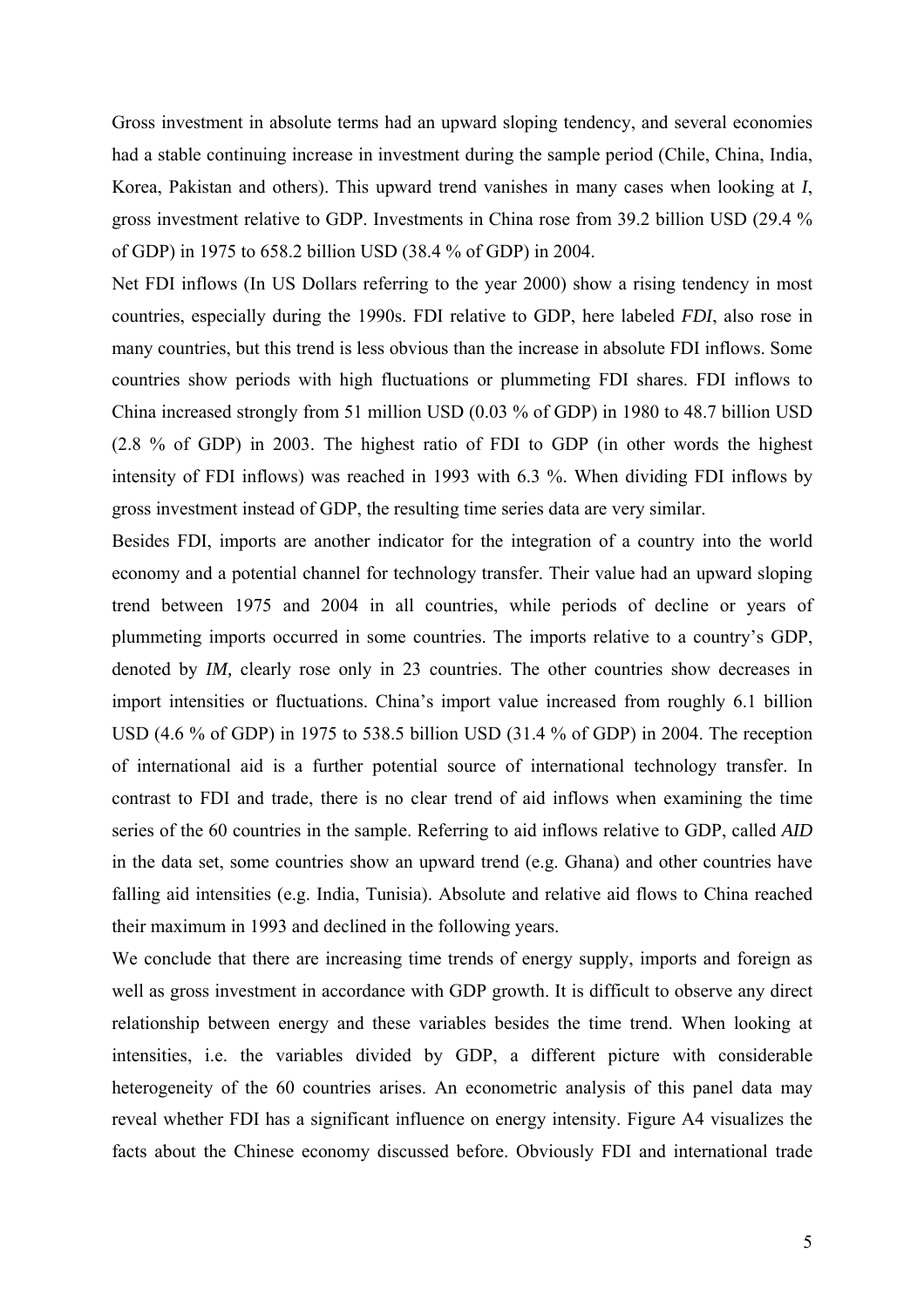Gross investment in absolute terms had an upward sloping tendency, and several economies had a stable continuing increase in investment during the sample period (Chile, China, India, Korea, Pakistan and others). This upward trend vanishes in many cases when looking at *I*, gross investment relative to GDP. Investments in China rose from 39.2 billion USD (29.4 % of GDP) in 1975 to 658.2 billion USD (38.4 % of GDP) in 2004.

Net FDI inflows (In US Dollars referring to the year 2000) show a rising tendency in most countries, especially during the 1990s. FDI relative to GDP, here labeled *FDI*, also rose in many countries, but this trend is less obvious than the increase in absolute FDI inflows. Some countries show periods with high fluctuations or plummeting FDI shares. FDI inflows to China increased strongly from 51 million USD (0.03 % of GDP) in 1980 to 48.7 billion USD (2.8 % of GDP) in 2003. The highest ratio of FDI to GDP (in other words the highest intensity of FDI inflows) was reached in 1993 with 6.3 %. When dividing FDI inflows by gross investment instead of GDP, the resulting time series data are very similar.

Besides FDI, imports are another indicator for the integration of a country into the world economy and a potential channel for technology transfer. Their value had an upward sloping trend between 1975 and 2004 in all countries, while periods of decline or years of plummeting imports occurred in some countries. The imports relative to a country's GDP, denoted by *IM,* clearly rose only in 23 countries. The other countries show decreases in import intensities or fluctuations. China's import value increased from roughly 6.1 billion USD (4.6 % of GDP) in 1975 to 538.5 billion USD (31.4 % of GDP) in 2004. The reception of international aid is a further potential source of international technology transfer. In contrast to FDI and trade, there is no clear trend of aid inflows when examining the time series of the 60 countries in the sample. Referring to aid inflows relative to GDP, called *AID* in the data set, some countries show an upward trend (e.g. Ghana) and other countries have falling aid intensities (e.g. India, Tunisia). Absolute and relative aid flows to China reached their maximum in 1993 and declined in the following years.

We conclude that there are increasing time trends of energy supply, imports and foreign as well as gross investment in accordance with GDP growth. It is difficult to observe any direct relationship between energy and these variables besides the time trend. When looking at intensities, i.e. the variables divided by GDP, a different picture with considerable heterogeneity of the 60 countries arises. An econometric analysis of this panel data may reveal whether FDI has a significant influence on energy intensity. Figure A4 visualizes the facts about the Chinese economy discussed before. Obviously FDI and international trade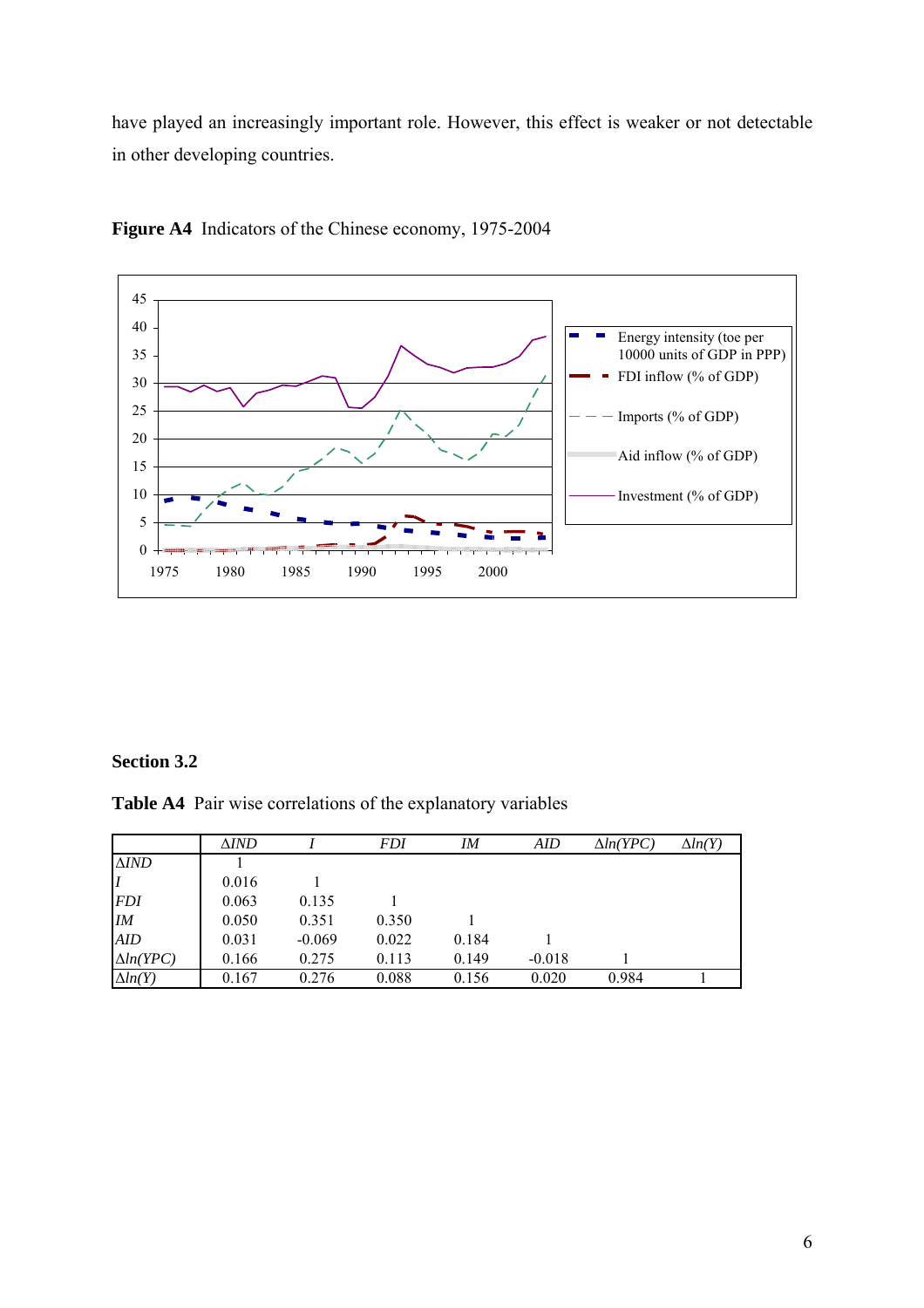have played an increasingly important role. However, this effect is weaker or not detectable in other developing countries.

**Figure A4** Indicators of the Chinese economy, 1975-2004

**Section 3.2**

**Table A4** Pair wise correlations of the explanatory variables

| | $\Delta IND$ | $I$ | $FDI$ | $IM$ | $AID$ | $\Delta ln(YPC)$ | $\Delta ln(Y)$ |
|---|---|---|---|---|---|---|---|
| $\Delta IND$ | 1 | | | | | | |
| $I$ | 0.016 | 1 | | | | | |
| $FDI$ | 0.063 | 0.135 | 1 | | | | |
| $IM$ | 0.050 | 0.351 | 0.350 | 1 | | | |
| $AID$ | 0.031 | -0.069 | 0.022 | 0.184 | 1 | | |
| $\Delta ln(YPC)$ | 0.166 | 0.275 | 0.113 | 0.149 | -0.018 | 1 | |
| $\Delta ln(Y)$ | 0.167 | 0.276 | 0.088 | 0.156 | 0.020 | 0.984 | 1 |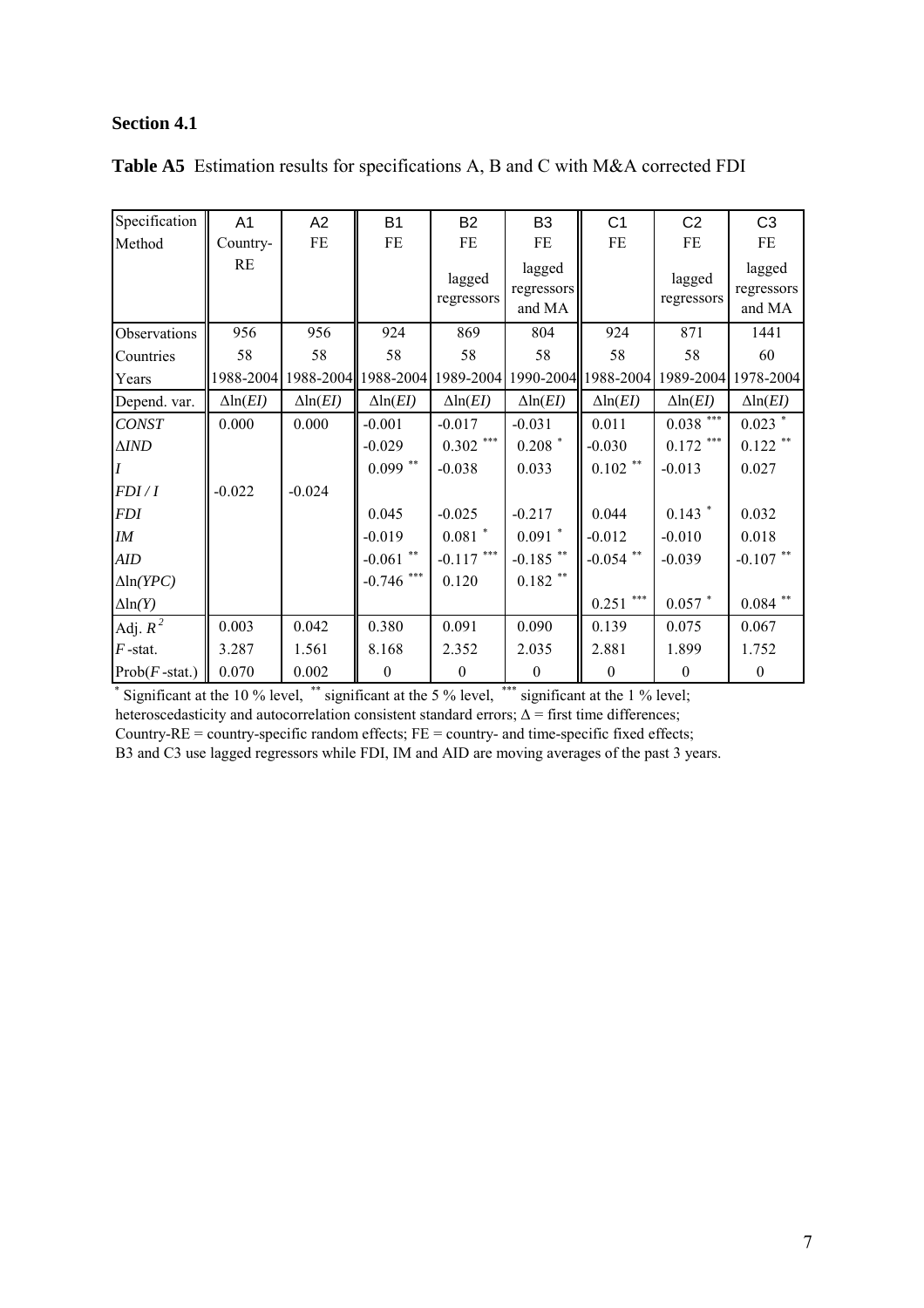**Section 4.1**

**Table A5** Estimation results for specifications A, B and C with M&A corrected FDI

| Specification | A1 | A2 | B1 | B2 | B3 | C1 | C2 | C3 |
|---|---|---|---|---|---|---|---|---|
| Method | Country-RE | FE | FE | FE<br>lagged regressors | FE<br>lagged regressors and MA | FE | FE<br>lagged regressors | FE<br>lagged regressors and MA |
| Observations | 956 | 956 | 924 | 869 | 804 | 924 | 871 | 1441 |
| Countries | 58 | 58 | 58 | 58 | 58 | 58 | 58 | 60 |
| Years | 1988-2004 | 1988-2004 | 1988-2004 | 1989-2004 | 1990-2004 | 1988-2004 | 1989-2004 | 1978-2004 |
| Depend. var. | $\Delta\ln(EI)$ | $\Delta\ln(EI)$ | $\Delta\ln(EI)$ | $\Delta\ln(EI)$ | $\Delta\ln(EI)$ | $\Delta\ln(EI)$ | $\Delta\ln(EI)$ | $\Delta\ln(EI)$ |
| *CONST* | 0.000 | 0.000 | -0.001 | -0.017 | -0.031 | 0.011 | 0.038 *** | 0.023 * |
| $\Delta IND$ | | | -0.029 | 0.302 *** | 0.208 * | -0.030 | 0.172 *** | 0.122 ** |
| *I* | | | 0.099 ** | -0.038 | 0.033 | 0.102 ** | -0.013 | 0.027 |
| *FDI / I* | -0.022 | -0.024 | | | | | | |
| *FDI* | | | 0.045 | -0.025 | -0.217 | 0.044 | 0.143 * | 0.032 |
| *IM* | | | -0.019 | 0.081 * | 0.091 * | -0.012 | -0.010 | 0.018 |
| *AID* | | | -0.061 ** | -0.117 *** | -0.185 ** | -0.054 ** | -0.039 | -0.107 ** |
| $\Delta\ln(YPC)$ | | | -0.746 *** | 0.120 | 0.182 ** | | | |
| $\Delta\ln(Y)$ | | | | | | 0.251 *** | 0.057 * | 0.084 ** |
| Adj. $R^2$ | 0.003 | 0.042 | 0.380 | 0.091 | 0.090 | 0.139 | 0.075 | 0.067 |
| $F$-stat. | 3.287 | 1.561 | 8.168 | 2.352 | 2.035 | 2.881 | 1.899 | 1.752 |
| Prob($F$-stat.) | 0.070 | 0.002 | 0 | 0 | 0 | 0 | 0 | 0 |

\* Significant at the 10 % level, \*\* significant at the 5 % level, \*\*\* significant at the 1 % level;
heteroscedasticity and autocorrelation consistent standard errors; $\Delta$ = first time differences;
Country-RE = country-specific random effects; FE = country- and time-specific fixed effects;
B3 and C3 use lagged regressors while FDI, IM and AID are moving averages of the past 3 years.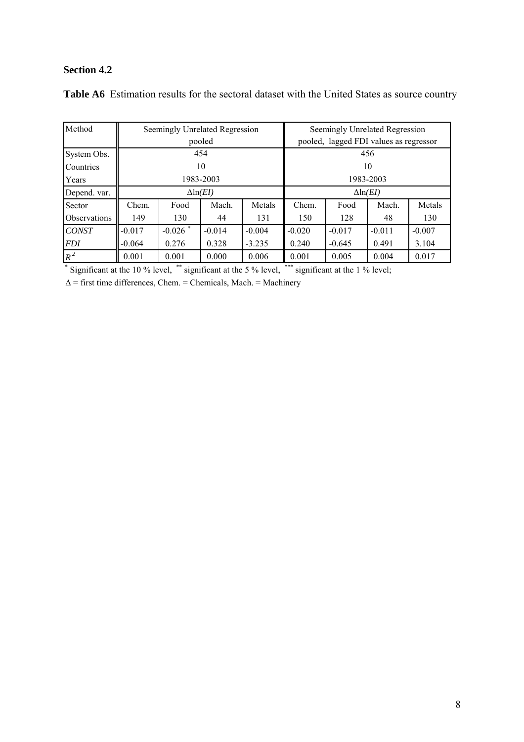## Section 4.2

**Table A6** Estimation results for the sectoral dataset with the United States as source country

| Method | Seemingly Unrelated Regression pooled | | | | Seemingly Unrelated Regression pooled, lagged FDI values as regressor | | | |
|---|---|---|---|---|---|---|---|---|
| System Obs. | 454 | | | | 456 | | | |
| Countries | 10 | | | | 10 | | | |
| Years | 1983-2003 | | | | 1983-2003 | | | |
| Depend. var. | $\Delta\ln(EI)$ | | | | $\Delta\ln(EI)$ | | | |
| Sector | Chem. | Food | Mach. | Metals | Chem. | Food | Mach. | Metals |
| Observations | 149 | 130 | 44 | 131 | 150 | 128 | 48 | 130 |
| *CONST* | -0.017 | -0.026 * | -0.014 | -0.004 | -0.020 | -0.017 | -0.011 | -0.007 |
| *FDI* | -0.064 | 0.276 | 0.328 | -3.235 | 0.240 | -0.645 | 0.491 | 3.104 |
| $R^2$ | 0.001 | 0.001 | 0.000 | 0.006 | 0.001 | 0.005 | 0.004 | 0.017 |

\* Significant at the 10 % level, \*\* significant at the 5 % level, \*\*\* significant at the 1 % level;

$\Delta$ = first time differences, Chem. = Chemicals, Mach. = Machinery